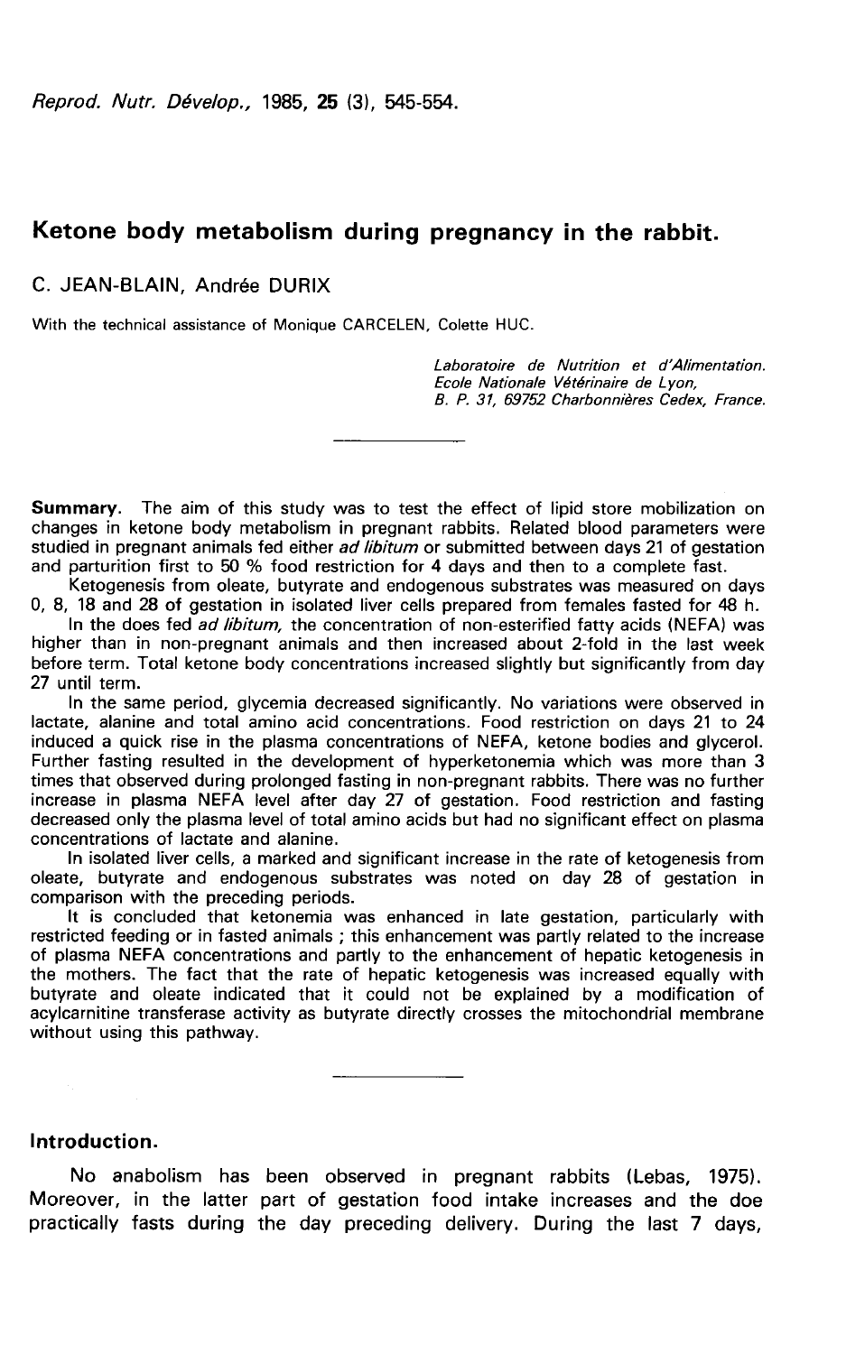*Reprod. Nutr. Dévelop.*, 1985, **25** (3), 545-554.

# Ketone body metabolism during pregnancy in the rabbit.

C. JEAN-BLAIN, Andrée DURIX

With the technical assistance of Monique CARCELEN, Colette HUC.

*Laboratoire de Nutrition et d'Alimentation.*
*Ecole Nationale Vétérinaire de Lyon,*
*B. P. 31, 69752 Charbonnières Cedex, France.*

---

**Summary.** The aim of this study was to test the effect of lipid store mobilization on changes in ketone body metabolism in pregnant rabbits. Related blood parameters were studied in pregnant animals fed either *ad libitum* or submitted between days 21 of gestation and parturition first to 50 % food restriction for 4 days and then to a complete fast.

Ketogenesis from oleate, butyrate and endogenous substrates was measured on days 0, 8, 18 and 28 of gestation in isolated liver cells prepared from females fasted for 48 h.

In the does fed *ad libitum*, the concentration of non-esterified fatty acids (NEFA) was higher than in non-pregnant animals and then increased about 2-fold in the last week before term. Total ketone body concentrations increased slightly but significantly from day 27 until term.

In the same period, glycemia decreased significantly. No variations were observed in lactate, alanine and total amino acid concentrations. Food restriction on days 21 to 24 induced a quick rise in the plasma concentrations of NEFA, ketone bodies and glycerol. Further fasting resulted in the development of hyperketonemia which was more than 3 times that observed during prolonged fasting in non-pregnant rabbits. There was no further increase in plasma NEFA level after day 27 of gestation. Food restriction and fasting decreased only the plasma level of total amino acids but had no significant effect on plasma concentrations of lactate and alanine.

In isolated liver cells, a marked and significant increase in the rate of ketogenesis from oleate, butyrate and endogenous substrates was noted on day 28 of gestation in comparison with the preceding periods.

It is concluded that ketonemia was enhanced in late gestation, particularly with restricted feeding or in fasted animals ; this enhancement was partly related to the increase of plasma NEFA concentrations and partly to the enhancement of hepatic ketogenesis in the mothers. The fact that the rate of hepatic ketogenesis was increased equally with butyrate and oleate indicated that it could not be explained by a modification of acylcarnitine transferase activity as butyrate directly crosses the mitochondrial membrane without using this pathway.

---

## Introduction.

No anabolism has been observed in pregnant rabbits (Lebas, 1975). Moreover, in the latter part of gestation food intake increases and the doe practically fasts during the day preceding delivery. During the last 7 days,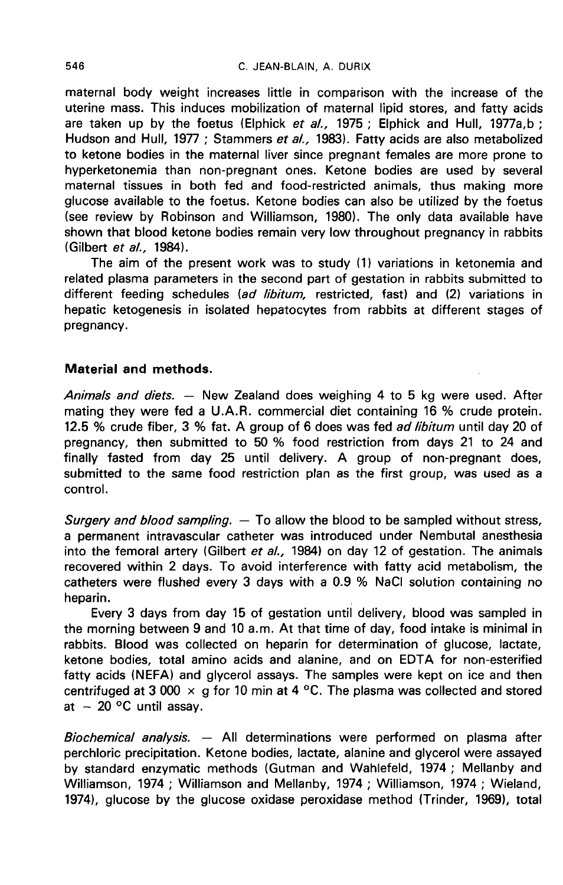maternal body weight increases little in comparison with the increase of the uterine mass. This induces mobilization of maternal lipid stores, and fatty acids are taken up by the foetus (Elphick *et al.,* 1975 ; Elphick and Hull, 1977a,b ; Hudson and Hull, 1977 ; Stammers *et al.,* 1983). Fatty acids are also metabolized to ketone bodies in the maternal liver since pregnant females are more prone to hyperketonemia than non-pregnant ones. Ketone bodies are used by several maternal tissues in both fed and food-restricted animals, thus making more glucose available to the foetus. Ketone bodies can also be utilized by the foetus (see review by Robinson and Williamson, 1980). The only data available have shown that blood ketone bodies remain very low throughout pregnancy in rabbits (Gilbert *et al.,* 1984).

The aim of the present work was to study (1) variations in ketonemia and related plasma parameters in the second part of gestation in rabbits submitted to different feeding schedules (*ad libitum,* restricted, fast) and (2) variations in hepatic ketogenesis in isolated hepatocytes from rabbits at different stages of pregnancy.

## Material and methods.

*Animals and diets.* — New Zealand does weighing 4 to 5 kg were used. After mating they were fed a U.A.R. commercial diet containing 16 % crude protein. 12.5 % crude fiber, 3 % fat. A group of 6 does was fed *ad libitum* until day 20 of pregnancy, then submitted to 50 % food restriction from days 21 to 24 and finally fasted from day 25 until delivery. A group of non-pregnant does, submitted to the same food restriction plan as the first group, was used as a control.

*Surgery and blood sampling.* — To allow the blood to be sampled without stress, a permanent intravascular catheter was introduced under Nembutal anesthesia into the femoral artery (Gilbert *et al.,* 1984) on day 12 of gestation. The animals recovered within 2 days. To avoid interference with fatty acid metabolism, the catheters were flushed every 3 days with a 0.9 % NaCl solution containing no heparin.

Every 3 days from day 15 of gestation until delivery, blood was sampled in the morning between 9 and 10 a.m. At that time of day, food intake is minimal in rabbits. Blood was collected on heparin for determination of glucose, lactate, ketone bodies, total amino acids and alanine, and on EDTA for non-esterified fatty acids (NEFA) and glycerol assays. The samples were kept on ice and then centrifuged at 3 000 $\times$ g for 10 min at 4 °C. The plasma was collected and stored at $-$ 20 °C until assay.

*Biochemical analysis.* — All determinations were performed on plasma after perchloric precipitation. Ketone bodies, lactate, alanine and glycerol were assayed by standard enzymatic methods (Gutman and Wahlefeld, 1974 ; Mellanby and Williamson, 1974 ; Williamson and Mellanby, 1974 ; Williamson, 1974 ; Wieland, 1974), glucose by the glucose oxidase peroxidase method (Trinder, 1969), total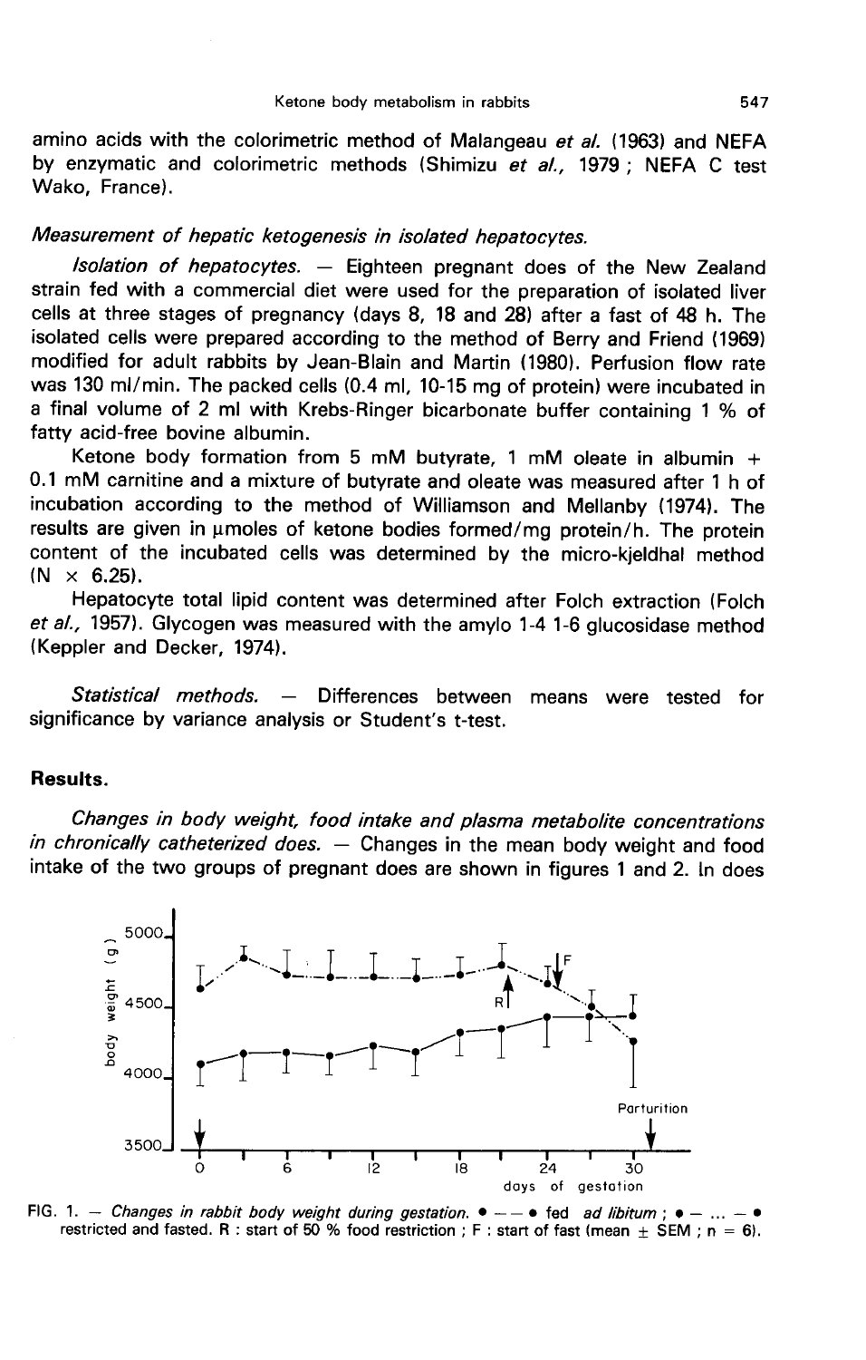amino acids with the colorimetric method of Malangeau *et al.* (1963) and NEFA by enzymatic and colorimetric methods (Shimizu *et al.*, 1979 ; NEFA C test Wako, France).

### *Measurement of hepatic ketogenesis in isolated hepatocytes.*

*Isolation of hepatocytes.* — Eighteen pregnant does of the New Zealand strain fed with a commercial diet were used for the preparation of isolated liver cells at three stages of pregnancy (days 8, 18 and 28) after a fast of 48 h. The isolated cells were prepared according to the method of Berry and Friend (1969) modified for adult rabbits by Jean-Blain and Martin (1980). Perfusion flow rate was 130 ml/min. The packed cells (0.4 ml, 10-15 mg of protein) were incubated in a final volume of 2 ml with Krebs-Ringer bicarbonate buffer containing 1 % of fatty acid-free bovine albumin.

Ketone body formation from 5 mM butyrate, 1 mM oleate in albumin + 0.1 mM carnitine and a mixture of butyrate and oleate was measured after 1 h of incubation according to the method of Williamson and Mellanby (1974). The results are given in μmoles of ketone bodies formed/mg protein/h. The protein content of the incubated cells was determined by the micro-kjeldhal method (N × 6.25).

Hepatocyte total lipid content was determined after Folch extraction (Folch *et al.*, 1957). Glycogen was measured with the amylo 1-4 1-6 glucosidase method (Keppler and Decker, 1974).

*Statistical methods.* — Differences between means were tested for significance by variance analysis or Student's t-test.

## Results.

*Changes in body weight, food intake and plasma metabolite concentrations in chronically catheterized does.* — Changes in the mean body weight and food intake of the two groups of pregnant does are shown in figures 1 and 2. In does

FIG. 1. — *Changes in rabbit body weight during gestation.* ● — — ● fed *ad libitum* ; ● — ... — ● restricted and fasted. R : start of 50 % food restriction ; F : start of fast (mean ± SEM ; n = 6).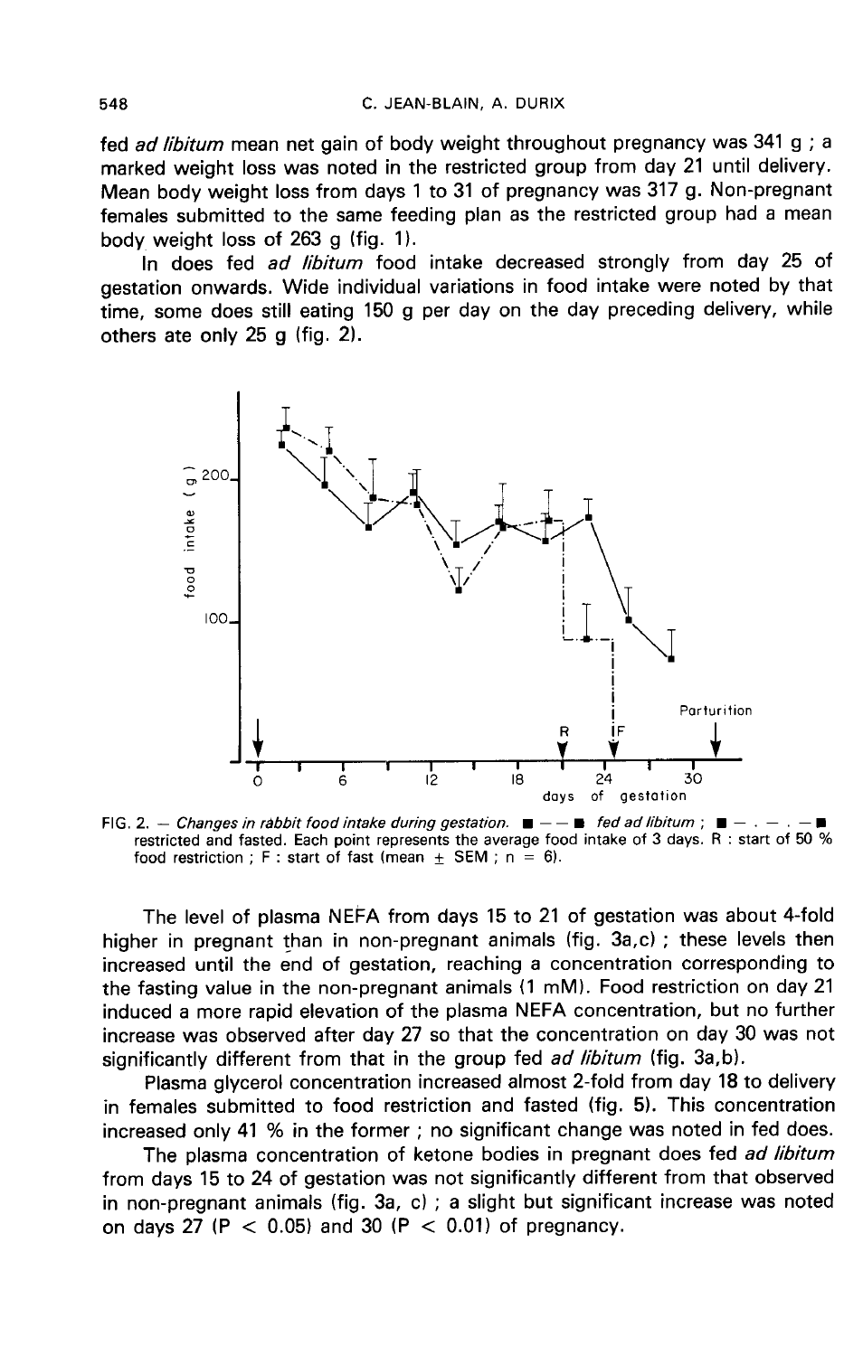fed *ad libitum* mean net gain of body weight throughout pregnancy was 341 g ; a marked weight loss was noted in the restricted group from day 21 until delivery. Mean body weight loss from days 1 to 31 of pregnancy was 317 g. Non-pregnant females submitted to the same feeding plan as the restricted group had a mean body weight loss of 263 g (fig. 1).

In does fed *ad libitum* food intake decreased strongly from day 25 of gestation onwards. Wide individual variations in food intake were noted by that time, some does still eating 150 g per day on the day preceding delivery, while others ate only 25 g (fig. 2).

FIG. 2. — *Changes in rabbit food intake during gestation.* ■ — — ■ *fed ad libitum* ; ■ — . — . — ■ restricted and fasted. Each point represents the average food intake of 3 days. R : start of 50 % food restriction ; F : start of fast (mean ± SEM ; n = 6).

The level of plasma NEFA from days 15 to 21 of gestation was about 4-fold higher in pregnant than in non-pregnant animals (fig. 3a,c) ; these levels then increased until the end of gestation, reaching a concentration corresponding to the fasting value in the non-pregnant animals (1 mM). Food restriction on day 21 induced a more rapid elevation of the plasma NEFA concentration, but no further increase was observed after day 27 so that the concentration on day 30 was not significantly different from that in the group fed *ad libitum* (fig. 3a,b).

Plasma glycerol concentration increased almost 2-fold from day 18 to delivery in females submitted to food restriction and fasted (fig. 5). This concentration increased only 41 % in the former ; no significant change was noted in fed does.

The plasma concentration of ketone bodies in pregnant does fed *ad libitum* from days 15 to 24 of gestation was not significantly different from that observed in non-pregnant animals (fig. 3a, c) ; a slight but significant increase was noted on days 27 ($P < 0.05$) and 30 ($P < 0.01$) of pregnancy.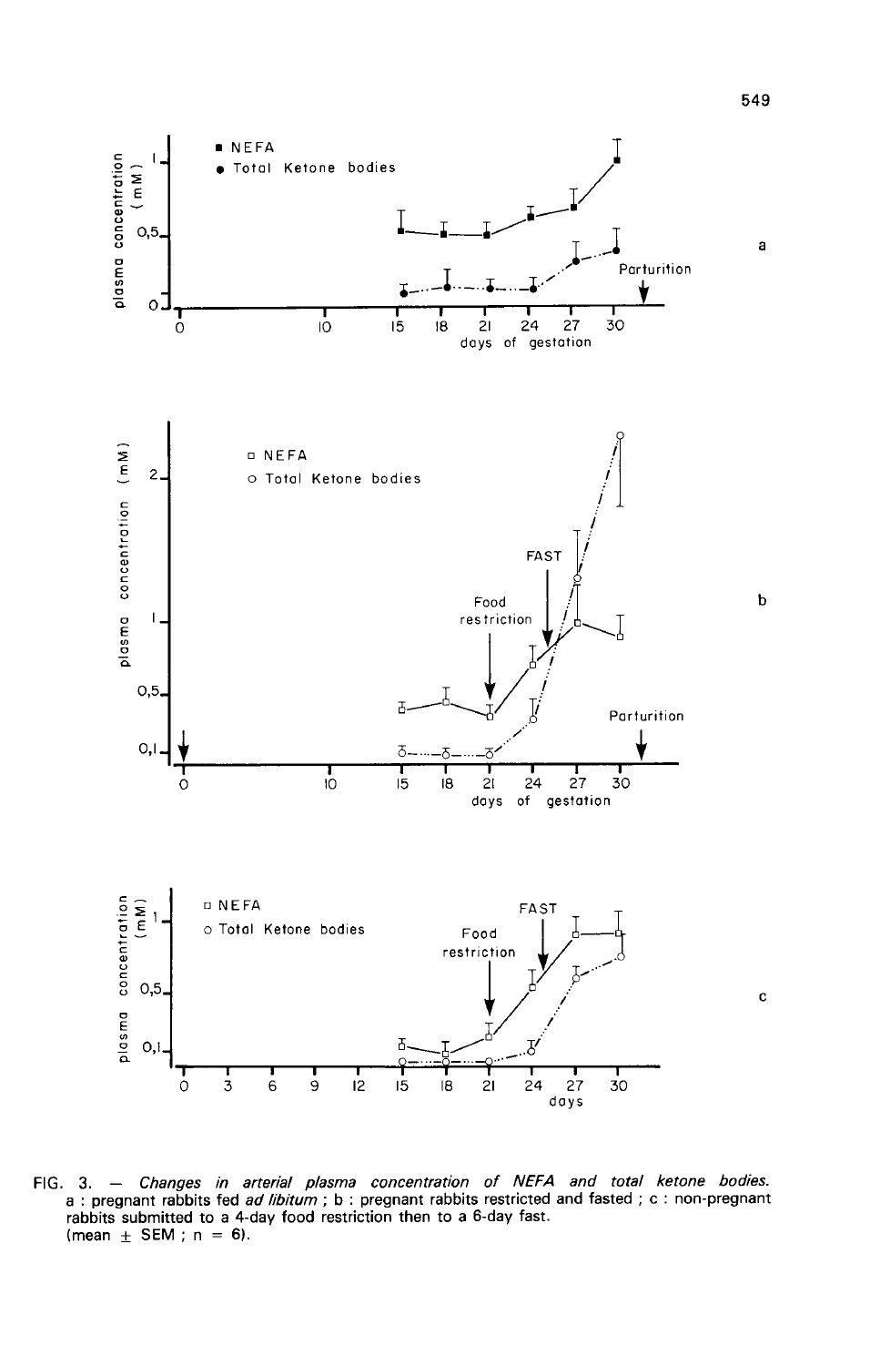FIG. 3. — *Changes in arterial plasma concentration of NEFA and total ketone bodies.* a : pregnant rabbits fed *ad libitum* ; b : pregnant rabbits restricted and fasted ; c : non-pregnant rabbits submitted to a 4-day food restriction then to a 6-day fast. (mean ± SEM ; n = 6).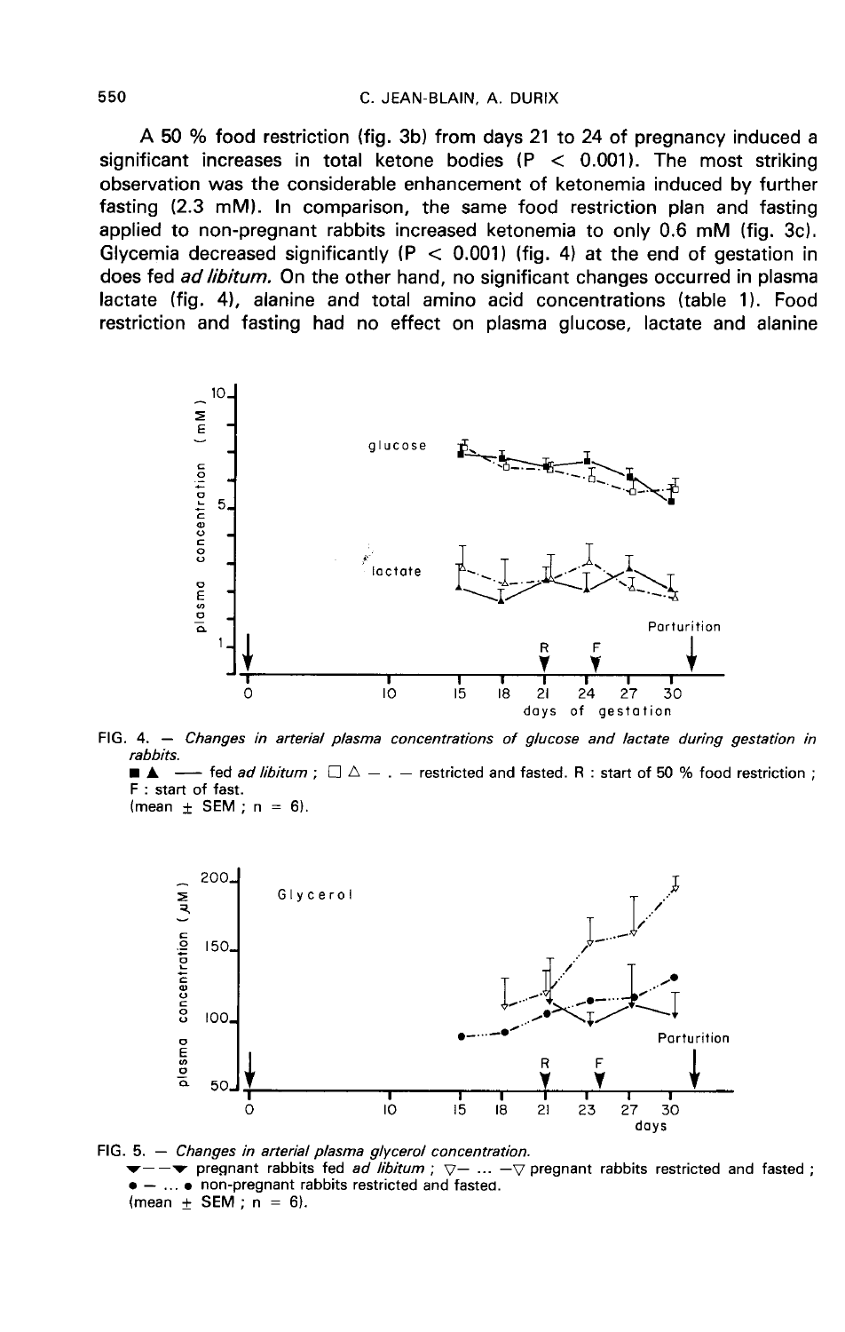A 50 % food restriction (fig. 3b) from days 21 to 24 of pregnancy induced a significant increases in total ketone bodies ($P < 0.001$). The most striking observation was the considerable enhancement of ketonemia induced by further fasting (2.3 mM). In comparison, the same food restriction plan and fasting applied to non-pregnant rabbits increased ketonemia to only 0.6 mM (fig. 3c). Glycemia decreased significantly ($P < 0.001$) (fig. 4) at the end of gestation in does fed *ad libitum*. On the other hand, no significant changes occurred in plasma lactate (fig. 4), alanine and total amino acid concentrations (table 1). Food restriction and fasting had no effect on plasma glucose, lactate and alanine

FIG. 4. — *Changes in arterial plasma concentrations of glucose and lactate during gestation in rabbits.*
■ ▲ —— fed *ad libitum* ; □ △ — . — restricted and fasted. R : start of 50 % food restriction ; F : start of fast.
(mean ± SEM ; n = 6).

FIG. 5. — *Changes in arterial plasma glycerol concentration.*
▼— —▼ pregnant rabbits fed *ad libitum* ; ▽— ... —▽ pregnant rabbits restricted and fasted ; ● — ... ● non-pregnant rabbits restricted and fasted.
(mean ± SEM ; n = 6).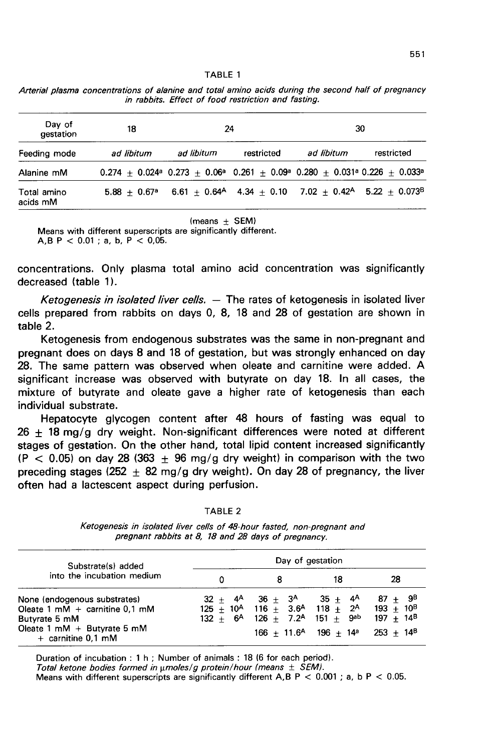TABLE 1

*Arterial plasma concentrations of alanine and total amino acids during the second half of pregnancy in rabbits. Effect of food restriction and fasting.*

| Day of gestation | 18 | 24 | | 30 | |
|---|---|---|---|---|---|
| Feeding mode | *ad libitum* | *ad libitum* | restricted | *ad libitum* | restricted |
| Alanine mM | $0.274 \pm 0.024^{a}$ | $0.273 \pm 0.06^{a}$ | $0.261 \pm 0.09^{a}$ | $0.280 \pm 0.031^{a}$ | $0.226 \pm 0.033^{a}$ |
| Total amino acids mM | $5.88 \pm 0.67^{a}$ | $6.61 \pm 0.64^{A}$ | $4.34 \pm 0.10$ | $7.02 \pm 0.42^{A}$ | $5.22 \pm 0.073^{B}$ |

(means ± SEM)

Means with different superscripts are significantly different.
A,B $P < 0.01$ ; a, b, $P < 0,05$.

concentrations. Only plasma total amino acid concentration was significantly decreased (table 1).

*Ketogenesis in isolated liver cells.* — The rates of ketogenesis in isolated liver cells prepared from rabbits on days 0, 8, 18 and 28 of gestation are shown in table 2.

Ketogenesis from endogenous substrates was the same in non-pregnant and pregnant does on days 8 and 18 of gestation, but was strongly enhanced on day 28. The same pattern was observed when oleate and carnitine were added. A significant increase was observed with butyrate on day 18. In all cases, the mixture of butyrate and oleate gave a higher rate of ketogenesis than each individual substrate.

Hepatocyte glycogen content after 48 hours of fasting was equal to 26 ± 18 mg/g dry weight. Non-significant differences were noted at different stages of gestation. On the other hand, total lipid content increased significantly ($P < 0.05$) on day 28 (363 ± 96 mg/g dry weight) in comparison with the two preceding stages (252 ± 82 mg/g dry weight). On day 28 of pregnancy, the liver often had a lactescent aspect during perfusion.

TABLE 2

*Ketogenesis in isolated liver cells of 48-hour fasted, non-pregnant and pregnant rabbits at 8, 18 and 28 days of pregnancy.*

| Substrate(s) added into the incubation medium | Day of gestation | | | |
|---|---|---|---|---|
| | 0 | 8 | 18 | 28 |
| None (endogenous substrates) | $32 \pm 4^{A}$ | $36 \pm 3^{A}$ | $35 \pm 4^{A}$ | $87 \pm 9^{B}$ |
| Oleate 1 mM + carnitine 0,1 mM | $125 \pm 10^{A}$ | $116 \pm 3.6^{A}$ | $118 \pm 2^{A}$ | $193 \pm 10^{B}$ |
| Butyrate 5 mM | $132 \pm 6^{A}$ | $126 \pm 7.2^{A}$ | $151 \pm 9^{ab}$ | $197 \pm 14^{B}$ |
| Oleate 1 mM + Butyrate 5 mM + carnitine 0,1 mM | | $166 \pm 11.6^{A}$ | $196 \pm 14^{a}$ | $253 \pm 14^{B}$ |

Duration of incubation : 1 h ; Number of animals : 18 (6 for each period).
*Total ketone bodies formed in µmoles/g protein/hour (means ± SEM).*
Means with different superscripts are significantly different A,B $P < 0.001$ ; a, b $P < 0.05$.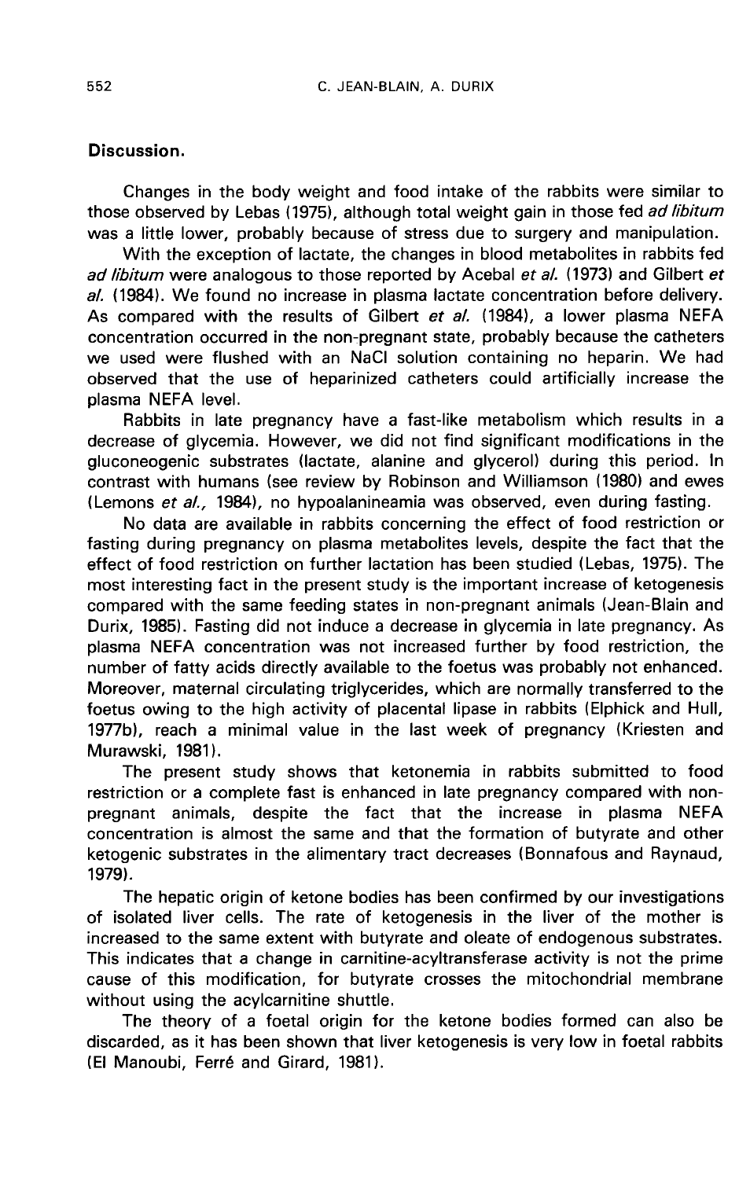## Discussion.

Changes in the body weight and food intake of the rabbits were similar to those observed by Lebas (1975), although total weight gain in those fed *ad libitum* was a little lower, probably because of stress due to surgery and manipulation.

With the exception of lactate, the changes in blood metabolites in rabbits fed *ad libitum* were analogous to those reported by Acebal *et al.* (1973) and Gilbert *et al.* (1984). We found no increase in plasma lactate concentration before delivery. As compared with the results of Gilbert *et al.* (1984), a lower plasma NEFA concentration occurred in the non-pregnant state, probably because the catheters we used were flushed with an NaCl solution containing no heparin. We had observed that the use of heparinized catheters could artificially increase the plasma NEFA level.

Rabbits in late pregnancy have a fast-like metabolism which results in a decrease of glycemia. However, we did not find significant modifications in the gluconeogenic substrates (lactate, alanine and glycerol) during this period. In contrast with humans (see review by Robinson and Williamson (1980) and ewes (Lemons *et al.*, 1984), no hypoalanineamia was observed, even during fasting.

No data are available in rabbits concerning the effect of food restriction or fasting during pregnancy on plasma metabolites levels, despite the fact that the effect of food restriction on further lactation has been studied (Lebas, 1975). The most interesting fact in the present study is the important increase of ketogenesis compared with the same feeding states in non-pregnant animals (Jean-Blain and Durix, 1985). Fasting did not induce a decrease in glycemia in late pregnancy. As plasma NEFA concentration was not increased further by food restriction, the number of fatty acids directly available to the foetus was probably not enhanced. Moreover, maternal circulating triglycerides, which are normally transferred to the foetus owing to the high activity of placental lipase in rabbits (Elphick and Hull, 1977b), reach a minimal value in the last week of pregnancy (Kriesten and Murawski, 1981).

The present study shows that ketonemia in rabbits submitted to food restriction or a complete fast is enhanced in late pregnancy compared with non-pregnant animals, despite the fact that the increase in plasma NEFA concentration is almost the same and that the formation of butyrate and other ketogenic substrates in the alimentary tract decreases (Bonnafous and Raynaud, 1979).

The hepatic origin of ketone bodies has been confirmed by our investigations of isolated liver cells. The rate of ketogenesis in the liver of the mother is increased to the same extent with butyrate and oleate of endogenous substrates. This indicates that a change in carnitine-acyltransferase activity is not the prime cause of this modification, for butyrate crosses the mitochondrial membrane without using the acylcarnitine shuttle.

The theory of a foetal origin for the ketone bodies formed can also be discarded, as it has been shown that liver ketogenesis is very low in foetal rabbits (El Manoubi, Ferré and Girard, 1981).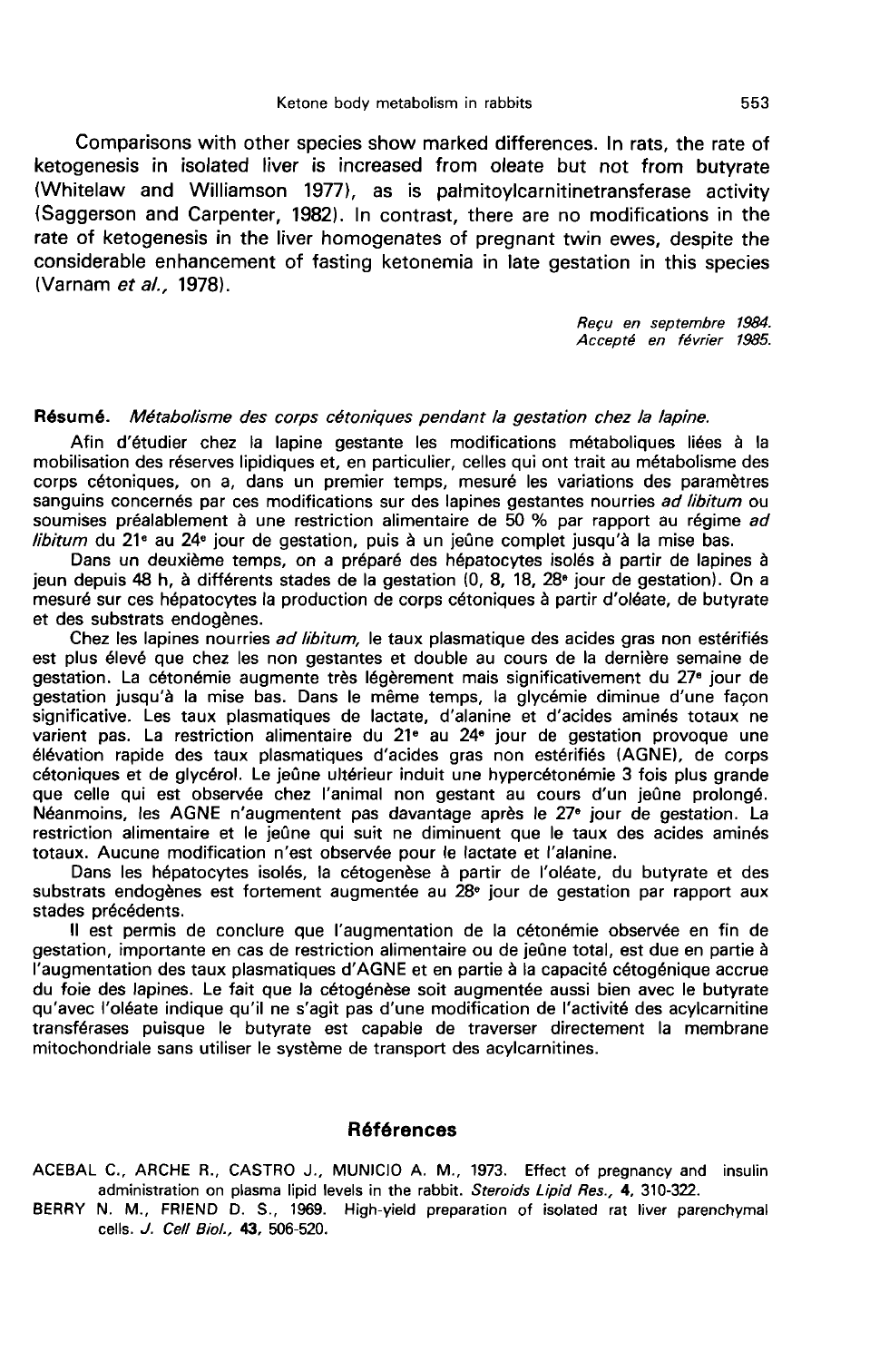Comparisons with other species show marked differences. In rats, the rate of ketogenesis in isolated liver is increased from oleate but not from butyrate (Whitelaw and Williamson 1977), as is palmitoylcarnitinetransferase activity (Saggerson and Carpenter, 1982). In contrast, there are no modifications in the rate of ketogenesis in the liver homogenates of pregnant twin ewes, despite the considerable enhancement of fasting ketonemia in late gestation in this species (Varnam *et al.*, 1978).

*Reçu en septembre 1984.*
*Accepté en février 1985.*

**Résumé.** *Métabolisme des corps cétoniques pendant la gestation chez la lapine.*

Afin d'étudier chez la lapine gestante les modifications métaboliques liées à la mobilisation des réserves lipidiques et, en particulier, celles qui ont trait au métabolisme des corps cétoniques, on a, dans un premier temps, mesuré les variations des paramètres sanguins concernés par ces modifications sur des lapines gestantes nourries *ad libitum* ou soumises préalablement à une restriction alimentaire de 50 % par rapport au régime *ad libitum* du 21$^{e}$ au 24$^{e}$ jour de gestation, puis à un jeûne complet jusqu'à la mise bas.

Dans un deuxième temps, on a préparé des hépatocytes isolés à partir de lapines à jeun depuis 48 h, à différents stades de la gestation (0, 8, 18, 28$^{e}$ jour de gestation). On a mesuré sur ces hépatocytes la production de corps cétoniques à partir d'oléate, de butyrate et des substrats endogènes.

Chez les lapines nourries *ad libitum*, le taux plasmatique des acides gras non estérifiés est plus élevé que chez les non gestantes et double au cours de la dernière semaine de gestation. La cétonémie augmente très légèrement mais significativement du 27$^{e}$ jour de gestation jusqu'à la mise bas. Dans le même temps, la glycémie diminue d'une façon significative. Les taux plasmatiques de lactate, d'alanine et d'acides aminés totaux ne varient pas. La restriction alimentaire du 21$^{e}$ au 24$^{e}$ jour de gestation provoque une élévation rapide des taux plasmatiques d'acides gras non estérifiés (AGNE), de corps cétoniques et de glycérol. Le jeûne ultérieur induit une hypercétonémie 3 fois plus grande que celle qui est observée chez l'animal non gestant au cours d'un jeûne prolongé. Néanmoins, les AGNE n'augmentent pas davantage après le 27$^{e}$ jour de gestation. La restriction alimentaire et le jeûne qui suit ne diminuent que le taux des acides aminés totaux. Aucune modification n'est observée pour le lactate et l'alanine.

Dans les hépatocytes isolés, la cétogenèse à partir de l'oléate, du butyrate et des substrats endogènes est fortement augmentée au 28$^{e}$ jour de gestation par rapport aux stades précédents.

Il est permis de conclure que l'augmentation de la cétonémie observée en fin de gestation, importante en cas de restriction alimentaire ou de jeûne total, est due en partie à l'augmentation des taux plasmatiques d'AGNE et en partie à la capacité cétogénique accrue du foie des lapines. Le fait que la cétogénèse soit augmentée aussi bien avec le butyrate qu'avec l'oléate indique qu'il ne s'agit pas d'une modification de l'activité des acylcarnitine transférases puisque le butyrate est capable de traverser directement la membrane mitochondriale sans utiliser le système de transport des acylcarnitines.

## Références

ACEBAL C., ARCHE R., CASTRO J., MUNICIO A. M., 1973. Effect of pregnancy and insulin administration on plasma lipid levels in the rabbit. *Steroids Lipid Res.*, **4**, 310-322.

BERRY N. M., FRIEND D. S., 1969. High-yield preparation of isolated rat liver parenchymal cells. *J. Cell Biol.*, **43**, 506-520.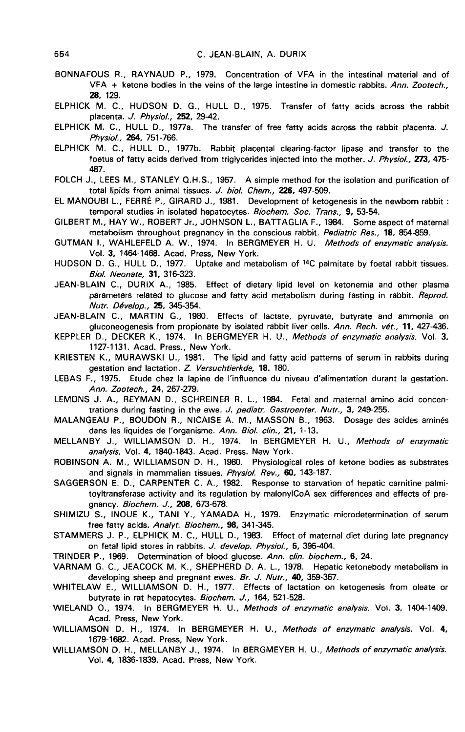BONNAFOUS R., RAYNAUD P., 1979. Concentration of VFA in the intestinal material and of VFA + ketone bodies in the veins of the large intestine in domestic rabbits. *Ann. Zootech.*, **28**, 129.

ELPHICK M. C., HUDSON D. G., HULL D., 1975. Transfer of fatty acids across the rabbit placenta. *J. Physiol.*, **252**, 29-42.

ELPHICK M. C., HULL D., 1977a. The transfer of free fatty acids across the rabbit placenta. *J. Physiol.*, **264**, 751-766.

ELPHICK M. C., HULL D., 1977b. Rabbit placental clearing-factor lipase and transfer to the foetus of fatty acids derived from triglycerides injected into the mother. *J. Physiol.*, **273**, 475-487.

FOLCH J., LEES M., STANLEY Q.H.S., 1957. A simple method for the isolation and purification of total lipids from animal tissues. *J. biol. Chem.*, **226**, 497-509.

EL MANOUBI L., FERRÉ P., GIRARD J., 1981. Development of ketogenesis in the newborn rabbit : temporal studies in isolated hepatocytes. *Biochem. Soc. Trans.*, **9**, 53-54.

GILBERT M., HAY W., ROBERT Jr., JOHNSON L., BATTAGLIA F., 1984. Some aspect of maternal metabolism throughout pregnancy in the conscious rabbit. *Pediatric Res.*, **18**, 854-859.

GUTMAN I., WAHLEFELD A. W., 1974. In BERGMEYER H. U. *Methods of enzymatic analysis*. Vol. **3**, 1464-1468. Acad. Press, New York.

HUDSON D. G., HULL D., 1977. Uptake and metabolism of $^{14}$C palmitate by foetal rabbit tissues. *Biol. Neonate*, **31**, 316-323.

JEAN-BLAIN C., DURIX A., 1985. Effect of dietary lipid level on ketonemia and other plasma parameters related to glucose and fatty acid metabolism during fasting in rabbit. *Reprod. Nutr. Dévelop.*, **25**, 345-354.

JEAN-BLAIN C., MARTIN G., 1980. Effects of lactate, pyruvate, butyrate and ammonia on gluconeogenesis from propionate by isolated rabbit liver cells. *Ann. Rech. vét.*, **11**, 427-436.

KEPPLER D., DECKER K., 1974. In BERGMEYER H. U., *Methods of enzymatic analysis*. Vol. **3**, 1127-1131. Acad. Press., New York.

KRIESTEN K., MURAWSKI U., 1981. The lipid and fatty acid patterns of serum in rabbits during gestation and lactation. *Z. Versuchtierkde,* **18**. 180.

LEBAS F., 1975. Etude chez la lapine de l'influence du niveau d'alimentation durant la gestation. *Ann. Zootech.*, **24**, 267-279.

LEMONS J. A., REYMAN D., SCHREINER R. L., 1984. Fetal and maternal amino acid concentrations during fasting in the ewe. *J. pediatr. Gastroenter. Nutr.*, **3**, 249-255.

MALANGEAU P., BOUDON R., NICAISE A. M., MASSON B., 1963. Dosage des acides aminés dans les liquides de l'organisme. *Ann. Biol. clin.*, **21**, 1-13.

MELLANBY J., WILLIAMSON D. H., 1974. In BERGMEYER H. U., *Methods of enzymatic analysis*. Vol. **4**, 1840-1843. Acad. Press. New York.

ROBINSON A. M., WILLIAMSON D. H., 1980. Physiological roles of ketone bodies as substrates and signals in mammalian tissues. *Physiol. Rev.*, **60**, 143-187.

SAGGERSON E. D., CARPENTER C. A., 1982. Response to starvation of hepatic carnitine palmitoyltransferase activity and its regulation by malonylCoA sex differences and effects of pregnancy. *Biochem. J.*, **208**, 673-678.

SHIMIZU S., INOUE K., TANI Y., YAMADA H., 1979. Enzymatic microdetermination of serum free fatty acids. *Analyt. Biochem.*, **98**, 341-345.

STAMMERS J. P., ELPHICK M. C., HULL D., 1983. Effect of maternal diet during late pregnancy on fetal lipid stores in rabbits. *J. develop. Physiol.*, **5**, 395-404.

TRINDER P., 1969. Determination of blood glucose. *Ann. clin. biochem.*, **6**, 24.

VARNAM G. C., JEACOCK M. K., SHEPHERD D. A. L., 1978. Hepatic ketonebody metabolism in developing sheep and pregnant ewes. *Br. J. Nutr.*, **40**, 359-367.

WHITELAW E., WILLIAMSON D. H., 1977. Effects of lactation on ketogenesis from oleate or butyrate in rat hepatocytes. *Biochem. J.*, 164, 521-528.

WIELAND O., 1974. In BERGMEYER H. U., *Methods of enzymatic analysis*. Vol. **3**, 1404-1409. Acad. Press, New York.

WILLIAMSON D. H., 1974. In BERGMEYER H. U., *Methods of enzymatic analysis*. Vol. **4**, 1679-1682. Acad. Press, New York.

WILLIAMSON D. H., MELLANBY J., 1974. In BERGMEYER H. U., *Methods of enzymatic analysis*. Vol. **4**, 1836-1839. Acad. Press, New York.